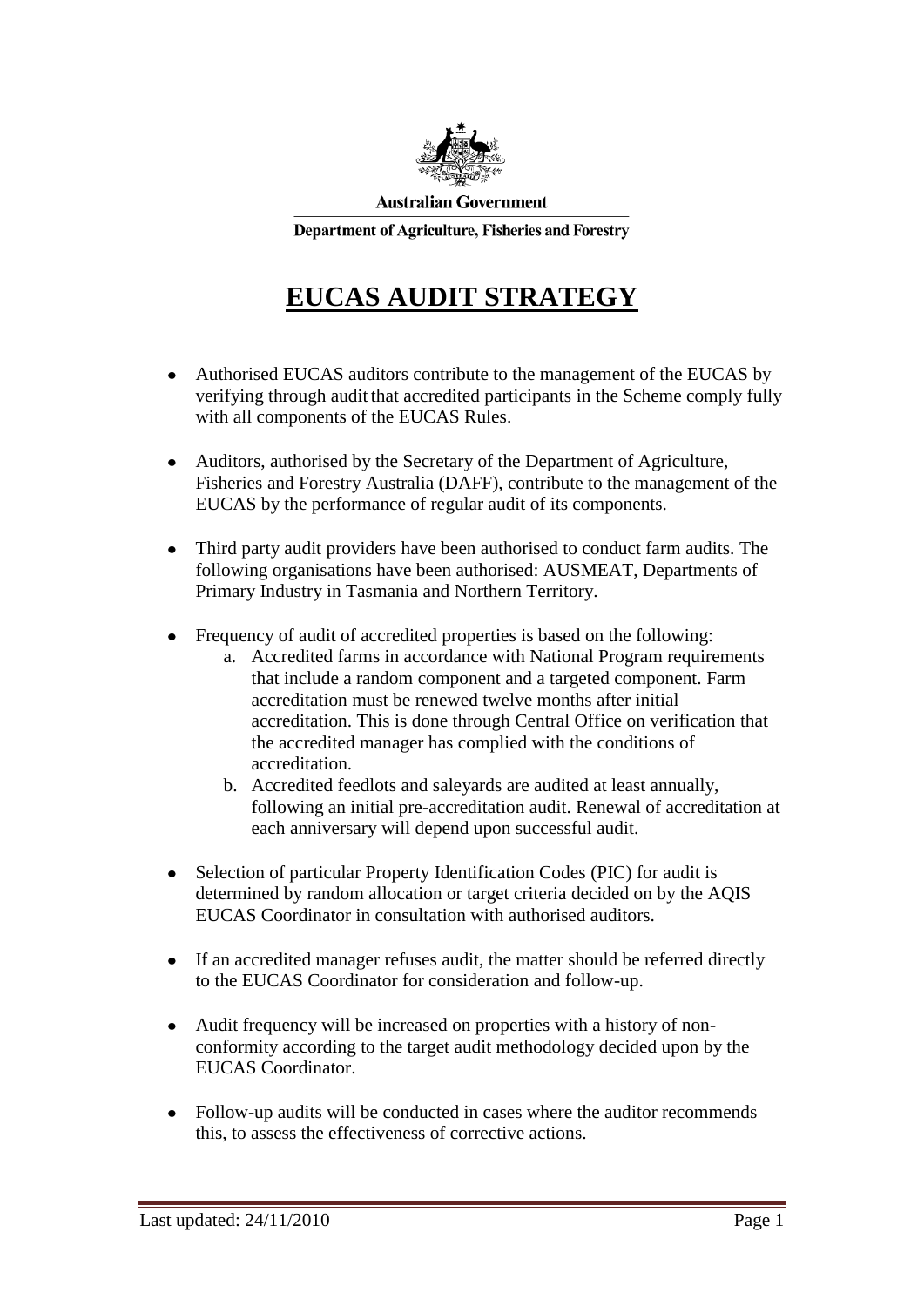Australian Government

Department of Agriculture, Fisheries and Forestry

# EUCAS AUDIT STRATEGY

- Authorised EUCAS auditors contribute to the management of the EUCAS by verifying through audit that accredited participants in the Scheme comply fully with all components of the EUCAS Rules.

- Auditors, authorised by the Secretary of the Department of Agriculture, Fisheries and Forestry Australia (DAFF), contribute to the management of the EUCAS by the performance of regular audit of its components.

- Third party audit providers have been authorised to conduct farm audits. The following organisations have been authorised: AUSMEAT, Departments of Primary Industry in Tasmania and Northern Territory.

- Frequency of audit of accredited properties is based on the following:
    a. Accredited farms in accordance with National Program requirements that include a random component and a targeted component. Farm accreditation must be renewed twelve months after initial accreditation. This is done through Central Office on verification that the accredited manager has complied with the conditions of accreditation.
    b. Accredited feedlots and saleyards are audited at least annually, following an initial pre-accreditation audit. Renewal of accreditation at each anniversary will depend upon successful audit.

- Selection of particular Property Identification Codes (PIC) for audit is determined by random allocation or target criteria decided on by the AQIS EUCAS Coordinator in consultation with authorised auditors.

- If an accredited manager refuses audit, the matter should be referred directly to the EUCAS Coordinator for consideration and follow-up.

- Audit frequency will be increased on properties with a history of non-conformity according to the target audit methodology decided upon by the EUCAS Coordinator.

- Follow-up audits will be conducted in cases where the auditor recommends this, to assess the effectiveness of corrective actions.

Last updated: 24/11/2010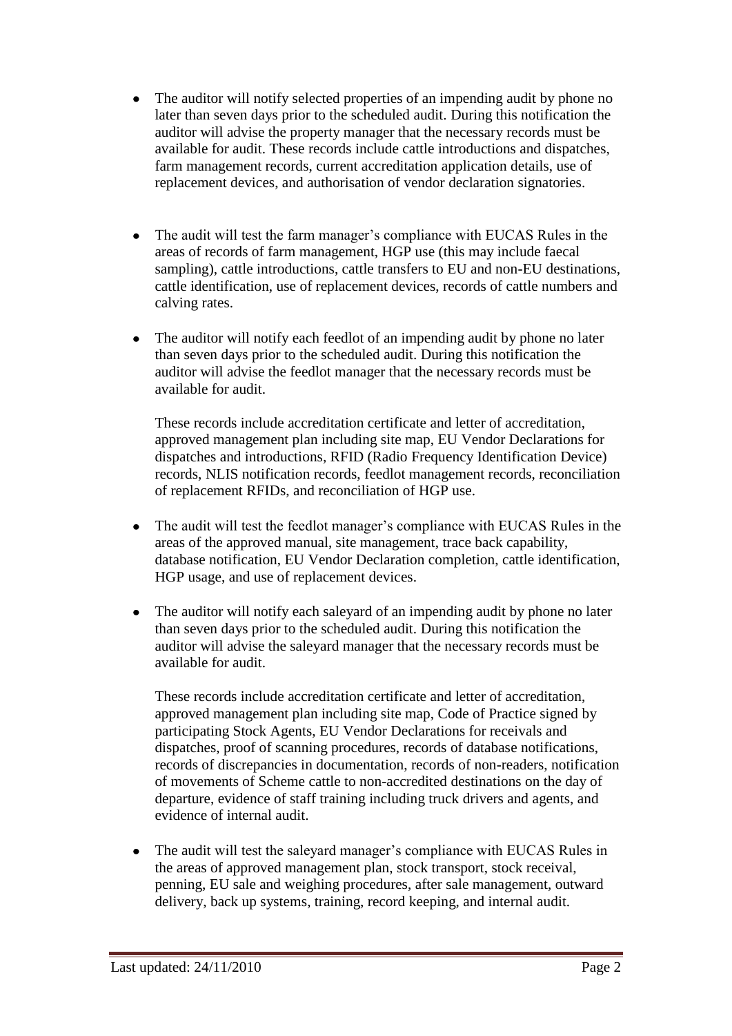- The auditor will notify selected properties of an impending audit by phone no later than seven days prior to the scheduled audit. During this notification the auditor will advise the property manager that the necessary records must be available for audit. These records include cattle introductions and dispatches, farm management records, current accreditation application details, use of replacement devices, and authorisation of vendor declaration signatories.

- The audit will test the farm manager's compliance with EUCAS Rules in the areas of records of farm management, HGP use (this may include faecal sampling), cattle introductions, cattle transfers to EU and non-EU destinations, cattle identification, use of replacement devices, records of cattle numbers and calving rates.

- The auditor will notify each feedlot of an impending audit by phone no later than seven days prior to the scheduled audit. During this notification the auditor will advise the feedlot manager that the necessary records must be available for audit.

  These records include accreditation certificate and letter of accreditation, approved management plan including site map, EU Vendor Declarations for dispatches and introductions, RFID (Radio Frequency Identification Device) records, NLIS notification records, feedlot management records, reconciliation of replacement RFIDs, and reconciliation of HGP use.

- The audit will test the feedlot manager's compliance with EUCAS Rules in the areas of the approved manual, site management, trace back capability, database notification, EU Vendor Declaration completion, cattle identification, HGP usage, and use of replacement devices.

- The auditor will notify each saleyard of an impending audit by phone no later than seven days prior to the scheduled audit. During this notification the auditor will advise the saleyard manager that the necessary records must be available for audit.

  These records include accreditation certificate and letter of accreditation, approved management plan including site map, Code of Practice signed by participating Stock Agents, EU Vendor Declarations for receivals and dispatches, proof of scanning procedures, records of database notifications, records of discrepancies in documentation, records of non-readers, notification of movements of Scheme cattle to non-accredited destinations on the day of departure, evidence of staff training including truck drivers and agents, and evidence of internal audit.

- The audit will test the saleyard manager's compliance with EUCAS Rules in the areas of approved management plan, stock transport, stock receival, penning, EU sale and weighing procedures, after sale management, outward delivery, back up systems, training, record keeping, and internal audit.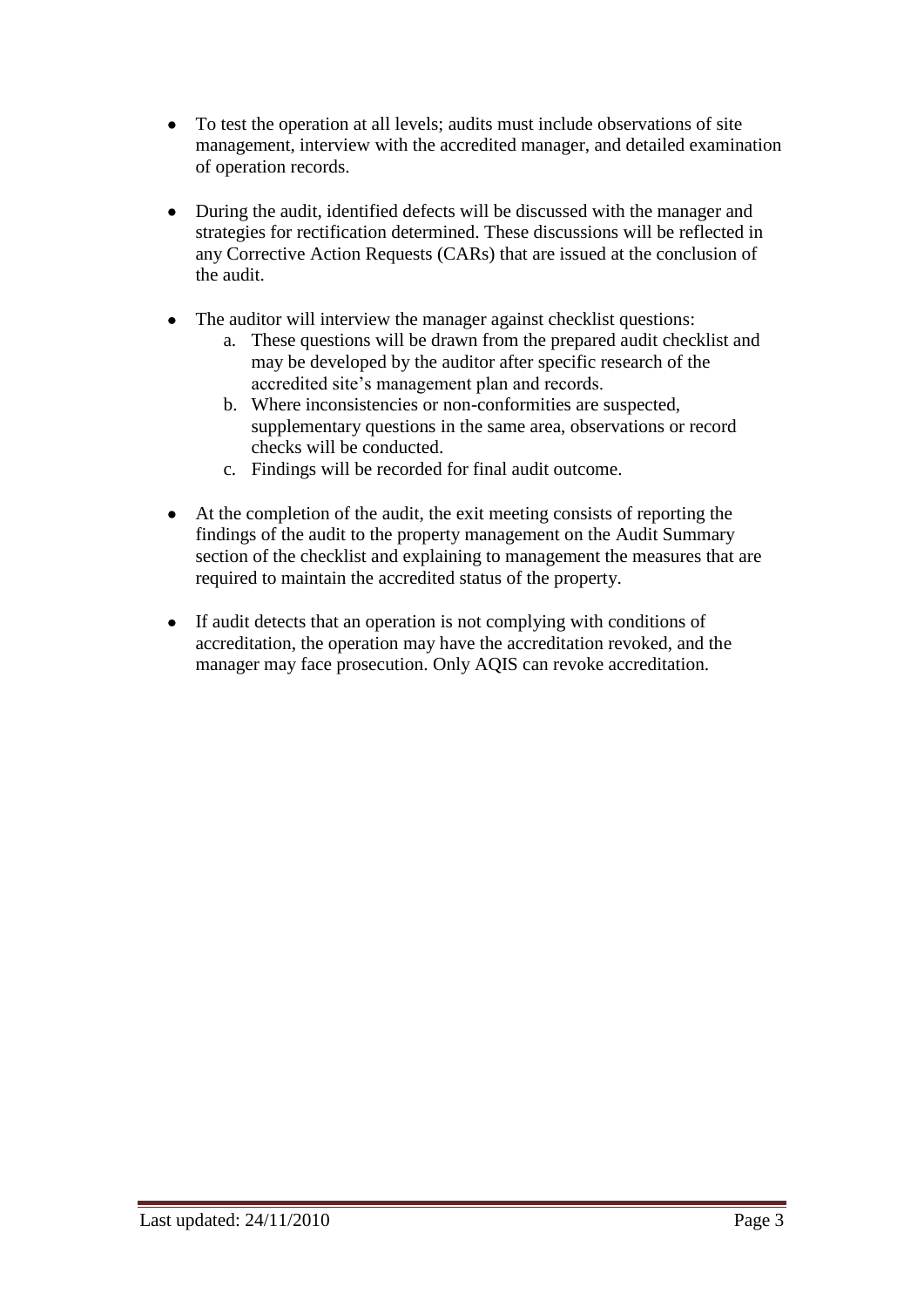- To test the operation at all levels; audits must include observations of site management, interview with the accredited manager, and detailed examination of operation records.

- During the audit, identified defects will be discussed with the manager and strategies for rectification determined. These discussions will be reflected in any Corrective Action Requests (CARs) that are issued at the conclusion of the audit.

- The auditor will interview the manager against checklist questions:
    a. These questions will be drawn from the prepared audit checklist and may be developed by the auditor after specific research of the accredited site's management plan and records.
    b. Where inconsistencies or non-conformities are suspected, supplementary questions in the same area, observations or record checks will be conducted.
    c. Findings will be recorded for final audit outcome.

- At the completion of the audit, the exit meeting consists of reporting the findings of the audit to the property management on the Audit Summary section of the checklist and explaining to management the measures that are required to maintain the accredited status of the property.

- If audit detects that an operation is not complying with conditions of accreditation, the operation may have the accreditation revoked, and the manager may face prosecution. Only AQIS can revoke accreditation.